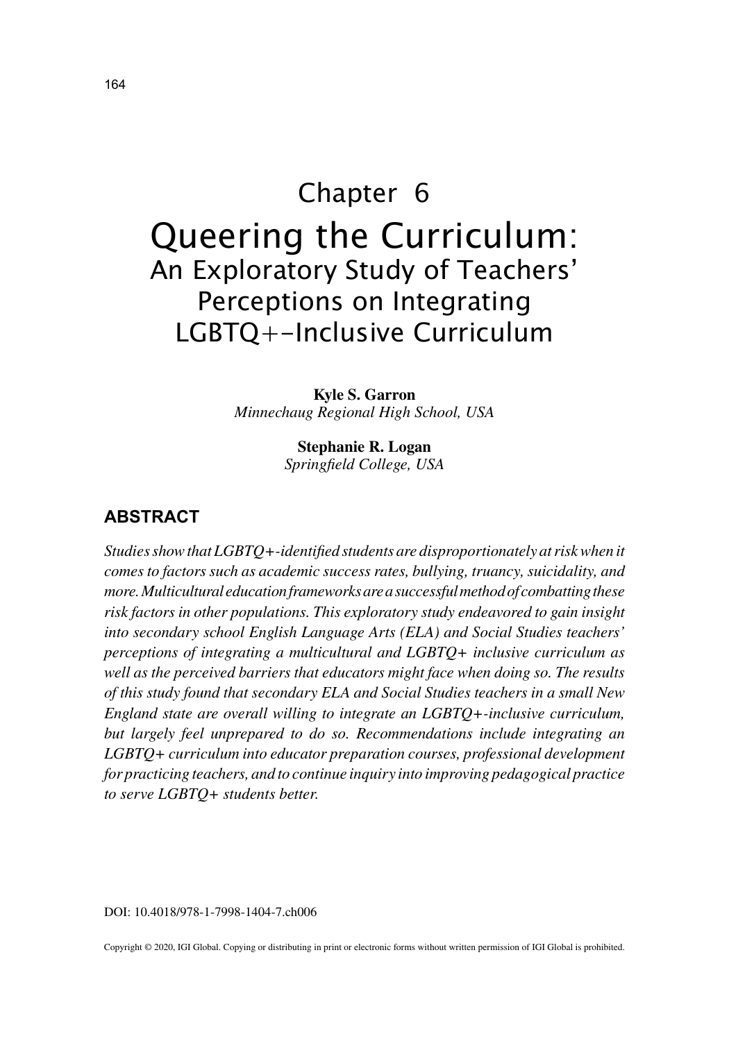# Chapter 6

# Queering the Curriculum: An Exploratory Study of Teachers' Perceptions on Integrating LGBTQ+-Inclusive Curriculum

**Kyle S. Garron**
*Minnechaug Regional High School, USA*

**Stephanie R. Logan**
*Springfield College, USA*

## ABSTRACT

*Studies show that LGBTQ+-identified students are disproportionately at risk when it comes to factors such as academic success rates, bullying, truancy, suicidality, and more. Multicultural education frameworks are a successful method of combatting these risk factors in other populations. This exploratory study endeavored to gain insight into secondary school English Language Arts (ELA) and Social Studies teachers' perceptions of integrating a multicultural and LGBTQ+ inclusive curriculum as well as the perceived barriers that educators might face when doing so. The results of this study found that secondary ELA and Social Studies teachers in a small New England state are overall willing to integrate an LGBTQ+-inclusive curriculum, but largely feel unprepared to do so. Recommendations include integrating an LGBTQ+ curriculum into educator preparation courses, professional development for practicing teachers, and to continue inquiry into improving pedagogical practice to serve LGBTQ+ students better.*

DOI: 10.4018/978-1-7998-1404-7.ch006

Copyright © 2020, IGI Global. Copying or distributing in print or electronic forms without written permission of IGI Global is prohibited.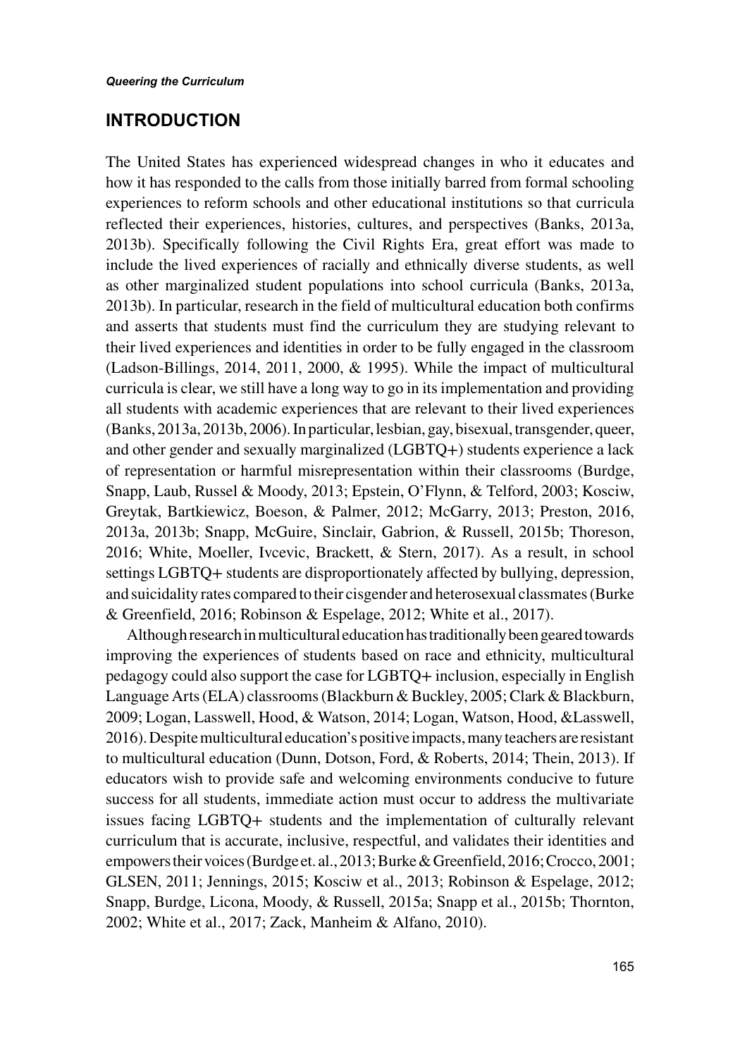## INTRODUCTION

The United States has experienced widespread changes in who it educates and how it has responded to the calls from those initially barred from formal schooling experiences to reform schools and other educational institutions so that curricula reflected their experiences, histories, cultures, and perspectives (Banks, 2013a, 2013b). Specifically following the Civil Rights Era, great effort was made to include the lived experiences of racially and ethnically diverse students, as well as other marginalized student populations into school curricula (Banks, 2013a, 2013b). In particular, research in the field of multicultural education both confirms and asserts that students must find the curriculum they are studying relevant to their lived experiences and identities in order to be fully engaged in the classroom (Ladson-Billings, 2014, 2011, 2000, & 1995). While the impact of multicultural curricula is clear, we still have a long way to go in its implementation and providing all students with academic experiences that are relevant to their lived experiences (Banks, 2013a, 2013b, 2006). In particular, lesbian, gay, bisexual, transgender, queer, and other gender and sexually marginalized (LGBTQ+) students experience a lack of representation or harmful misrepresentation within their classrooms (Burdge, Snapp, Laub, Russel & Moody, 2013; Epstein, O'Flynn, & Telford, 2003; Kosciw, Greytak, Bartkiewicz, Boeson, & Palmer, 2012; McGarry, 2013; Preston, 2016, 2013a, 2013b; Snapp, McGuire, Sinclair, Gabrion, & Russell, 2015b; Thoreson, 2016; White, Moeller, Ivcevic, Brackett, & Stern, 2017). As a result, in school settings LGBTQ+ students are disproportionately affected by bullying, depression, and suicidality rates compared to their cisgender and heterosexual classmates (Burke & Greenfield, 2016; Robinson & Espelage, 2012; White et al., 2017).

Although research in multicultural education has traditionally been geared towards improving the experiences of students based on race and ethnicity, multicultural pedagogy could also support the case for LGBTQ+ inclusion, especially in English Language Arts (ELA) classrooms (Blackburn & Buckley, 2005; Clark & Blackburn, 2009; Logan, Lasswell, Hood, & Watson, 2014; Logan, Watson, Hood, &Lasswell, 2016). Despite multicultural education's positive impacts, many teachers are resistant to multicultural education (Dunn, Dotson, Ford, & Roberts, 2014; Thein, 2013). If educators wish to provide safe and welcoming environments conducive to future success for all students, immediate action must occur to address the multivariate issues facing LGBTQ+ students and the implementation of culturally relevant curriculum that is accurate, inclusive, respectful, and validates their identities and empowers their voices (Burdge et. al., 2013; Burke & Greenfield, 2016; Crocco, 2001; GLSEN, 2011; Jennings, 2015; Kosciw et al., 2013; Robinson & Espelage, 2012; Snapp, Burdge, Licona, Moody, & Russell, 2015a; Snapp et al., 2015b; Thornton, 2002; White et al., 2017; Zack, Manheim & Alfano, 2010).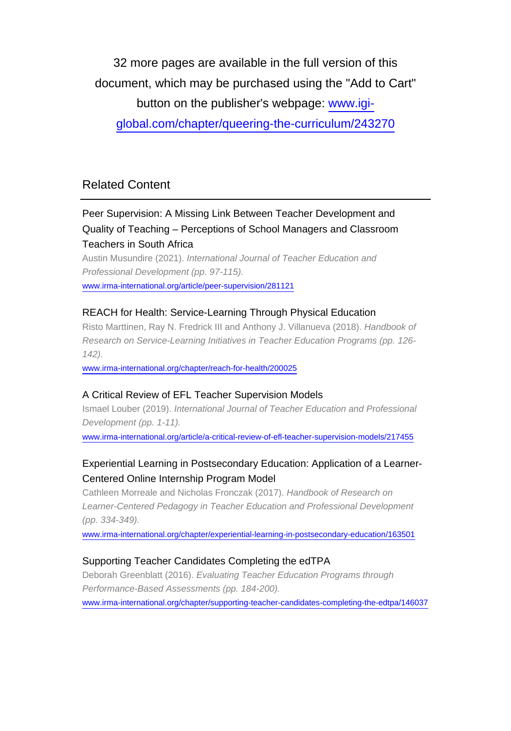32 more pages are available in the full version of this document, which may be purchased using the "Add to Cart" button on the publisher's webpage: [www.igi-global.com/chapter/queering-the-curriculum/243270](www.igi-global.com/chapter/queering-the-curriculum/243270)

## Related Content

Peer Supervision: A Missing Link Between Teacher Development and Quality of Teaching – Perceptions of School Managers and Classroom Teachers in South Africa

Austin Musundire (2021). *International Journal of Teacher Education and Professional Development (pp. 97-115).*

[www.irma-international.org/article/peer-supervision/281121](www.irma-international.org/article/peer-supervision/281121)

REACH for Health: Service-Learning Through Physical Education

Risto Marttinen, Ray N. Fredrick III and Anthony J. Villanueva (2018). *Handbook of Research on Service-Learning Initiatives in Teacher Education Programs (pp. 126-142).*

[www.irma-international.org/chapter/reach-for-health/200025](www.irma-international.org/chapter/reach-for-health/200025)

A Critical Review of EFL Teacher Supervision Models

Ismael Louber (2019). *International Journal of Teacher Education and Professional Development (pp. 1-11).*

[www.irma-international.org/article/a-critical-review-of-efl-teacher-supervision-models/217455](www.irma-international.org/article/a-critical-review-of-efl-teacher-supervision-models/217455)

Experiential Learning in Postsecondary Education: Application of a Learner-Centered Online Internship Program Model

Cathleen Morreale and Nicholas Fronczak (2017). *Handbook of Research on Learner-Centered Pedagogy in Teacher Education and Professional Development (pp. 334-349).*

[www.irma-international.org/chapter/experiential-learning-in-postsecondary-education/163501](www.irma-international.org/chapter/experiential-learning-in-postsecondary-education/163501)

Supporting Teacher Candidates Completing the edTPA

Deborah Greenblatt (2016). *Evaluating Teacher Education Programs through Performance-Based Assessments (pp. 184-200).*

[www.irma-international.org/chapter/supporting-teacher-candidates-completing-the-edtpa/146037](www.irma-international.org/chapter/supporting-teacher-candidates-completing-the-edtpa/146037)